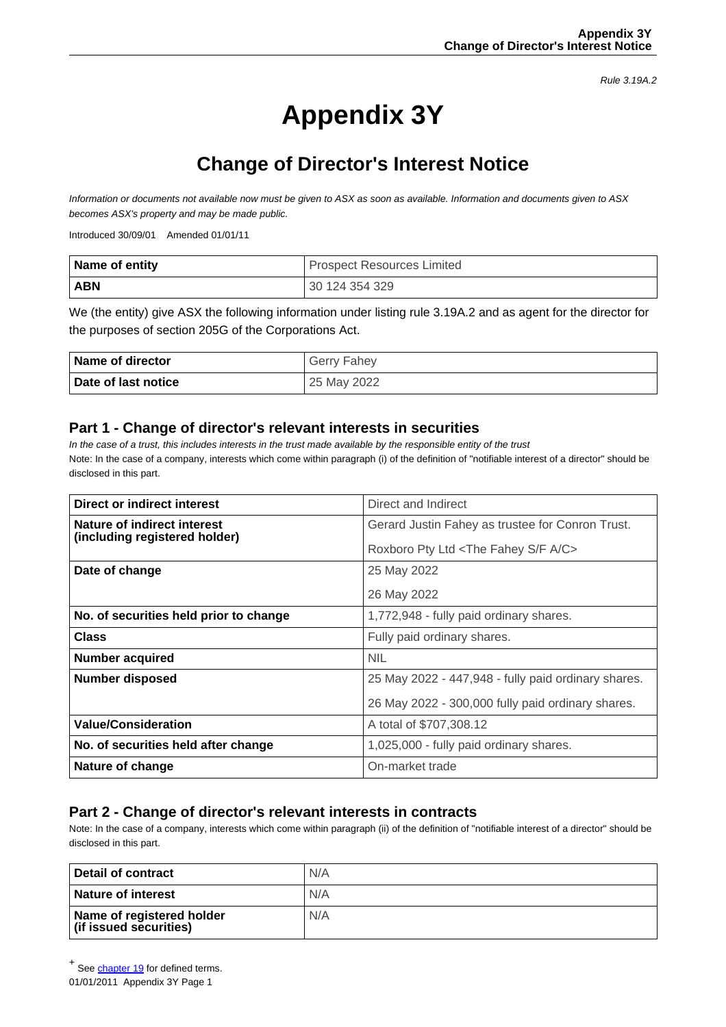Rule 3.19A.2

# Appendix 3Y

## Change of Director's Interest Notice

*Information or documents not available now must be given to ASX as soon as available. Information and documents given to ASX becomes ASX's property and may be made public.*

Introduced 30/09/01 Amended 01/01/11

| **Name of entity** | Prospect Resources Limited |
|---|---|
| **ABN** | 30 124 354 329 |

We (the entity) give ASX the following information under listing rule 3.19A.2 and as agent for the director for the purposes of section 205G of the Corporations Act.

| **Name of director** | Gerry Fahey |
|---|---|
| **Date of last notice** | 25 May 2022 |

### Part 1 - Change of director's relevant interests in securities

*In the case of a trust, this includes interests in the trust made available by the responsible entity of the trust*

Note: In the case of a company, interests which come within paragraph (i) of the definition of "notifiable interest of a director" should be disclosed in this part.

| **Direct or indirect interest** | Direct and Indirect |
|---|---|
| **Nature of indirect interest (including registered holder)** | Gerard Justin Fahey as trustee for Conron Trust.<br>Roxboro Pty Ltd <The Fahey S/F A/C> |
| **Date of change** | 25 May 2022<br>26 May 2022 |
| **No. of securities held prior to change** | 1,772,948 - fully paid ordinary shares. |
| **Class** | Fully paid ordinary shares. |
| **Number acquired** | NIL |
| **Number disposed** | 25 May 2022 - 447,948 - fully paid ordinary shares.<br>26 May 2022 - 300,000 fully paid ordinary shares. |
| **Value/Consideration** | A total of $707,308.12 |
| **No. of securities held after change** | 1,025,000 - fully paid ordinary shares. |
| **Nature of change** | On-market trade |

### Part 2 - Change of director's relevant interests in contracts

Note: In the case of a company, interests which come within paragraph (ii) of the definition of "notifiable interest of a director" should be disclosed in this part.

| **Detail of contract** | N/A |
|---|---|
| **Nature of interest** | N/A |
| **Name of registered holder (if issued securities)** | N/A |

+ See chapter 19 for defined terms.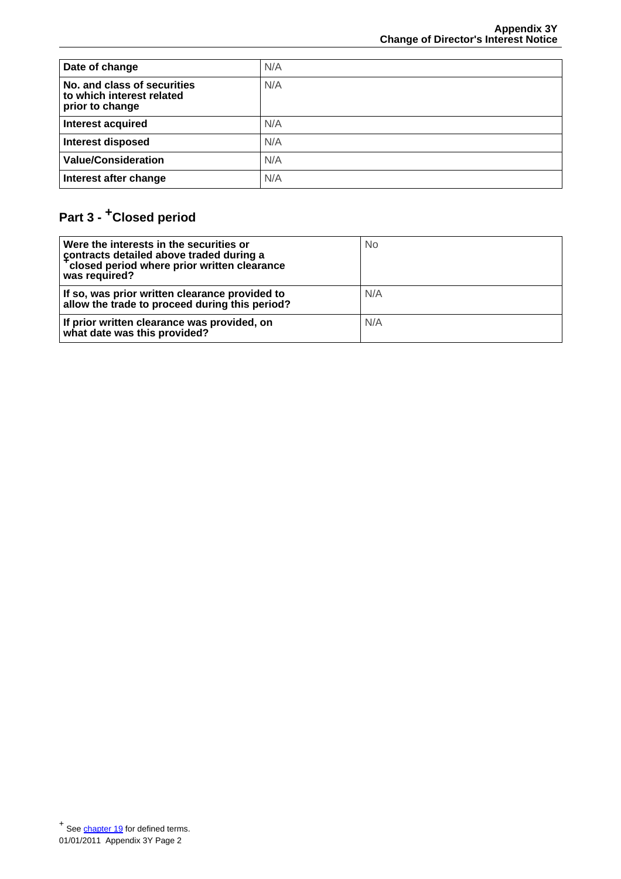| | |
|---|---|
| **Date of change** | N/A |
| **No. and class of securities to which interest related prior to change** | N/A |
| **Interest acquired** | N/A |
| **Interest disposed** | N/A |
| **Value/Consideration** | N/A |
| **Interest after change** | N/A |

## Part 3 - +Closed period

| | |
|---|---|
| **Were the interests in the securities or contracts detailed above traded during a +closed period where prior written clearance was required?** | No |
| **If so, was prior written clearance provided to allow the trade to proceed during this period?** | N/A |
| **If prior written clearance was provided, on what date was this provided?** | N/A |

+ See chapter 19 for defined terms.